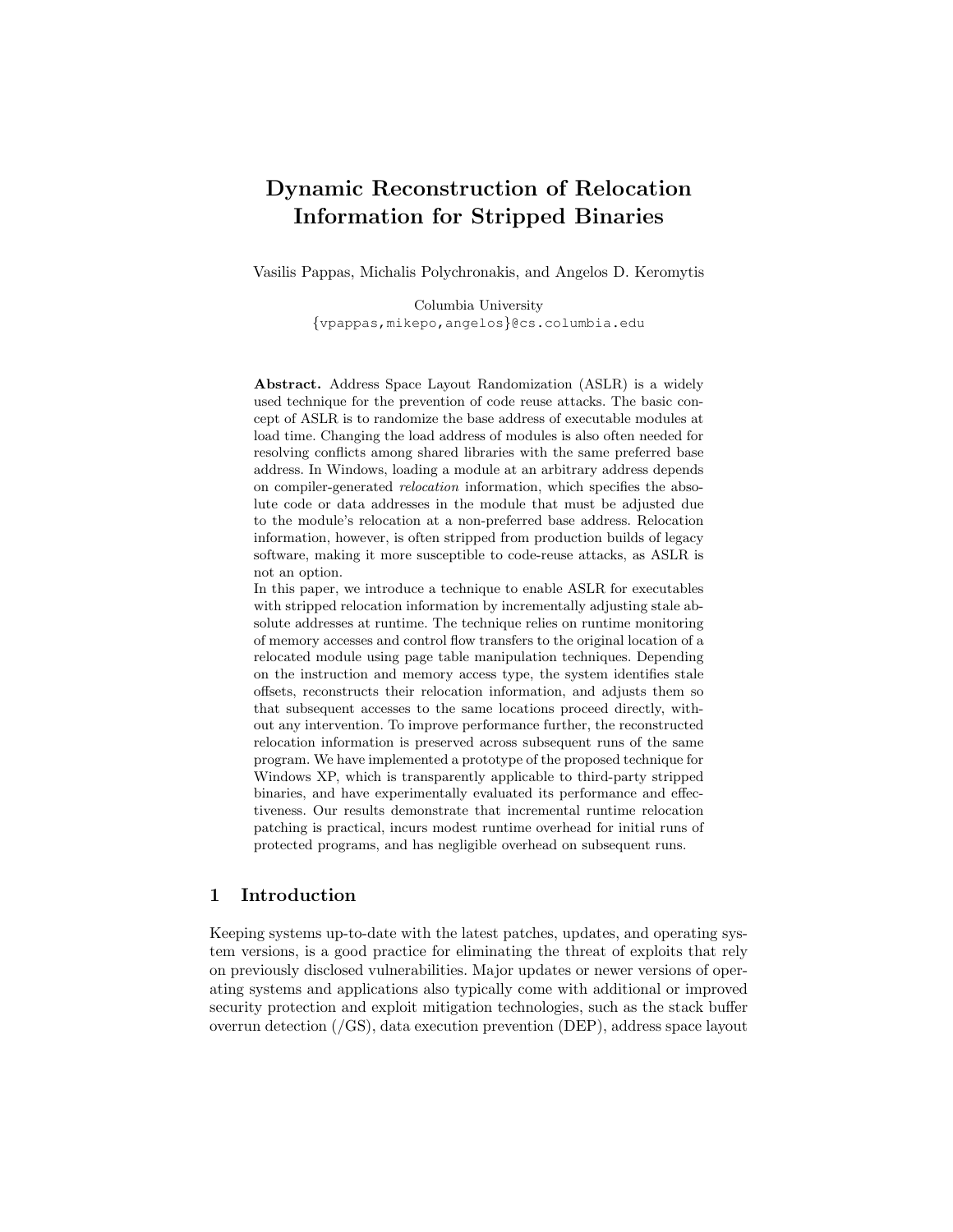# Dynamic Reconstruction of Relocation Information for Stripped Binaries

Vasilis Pappas, Michalis Polychronakis, and Angelos D. Keromytis

Columbia University
{vpappas,mikepo,angelos}@cs.columbia.edu

**Abstract.** Address Space Layout Randomization (ASLR) is a widely used technique for the prevention of code reuse attacks. The basic concept of ASLR is to randomize the base address of executable modules at load time. Changing the load address of modules is also often needed for resolving conflicts among shared libraries with the same preferred base address. In Windows, loading a module at an arbitrary address depends on compiler-generated *relocation* information, which specifies the absolute code or data addresses in the module that must be adjusted due to the module's relocation at a non-preferred base address. Relocation information, however, is often stripped from production builds of legacy software, making it more susceptible to code-reuse attacks, as ASLR is not an option.

In this paper, we introduce a technique to enable ASLR for executables with stripped relocation information by incrementally adjusting stale absolute addresses at runtime. The technique relies on runtime monitoring of memory accesses and control flow transfers to the original location of a relocated module using page table manipulation techniques. Depending on the instruction and memory access type, the system identifies stale offsets, reconstructs their relocation information, and adjusts them so that subsequent accesses to the same locations proceed directly, without any intervention. To improve performance further, the reconstructed relocation information is preserved across subsequent runs of the same program. We have implemented a prototype of the proposed technique for Windows XP, which is transparently applicable to third-party stripped binaries, and have experimentally evaluated its performance and effectiveness. Our results demonstrate that incremental runtime relocation patching is practical, incurs modest runtime overhead for initial runs of protected programs, and has negligible overhead on subsequent runs.

## 1 Introduction

Keeping systems up-to-date with the latest patches, updates, and operating system versions, is a good practice for eliminating the threat of exploits that rely on previously disclosed vulnerabilities. Major updates or newer versions of operating systems and applications also typically come with additional or improved security protection and exploit mitigation technologies, such as the stack buffer overrun detection (/GS), data execution prevention (DEP), address space layout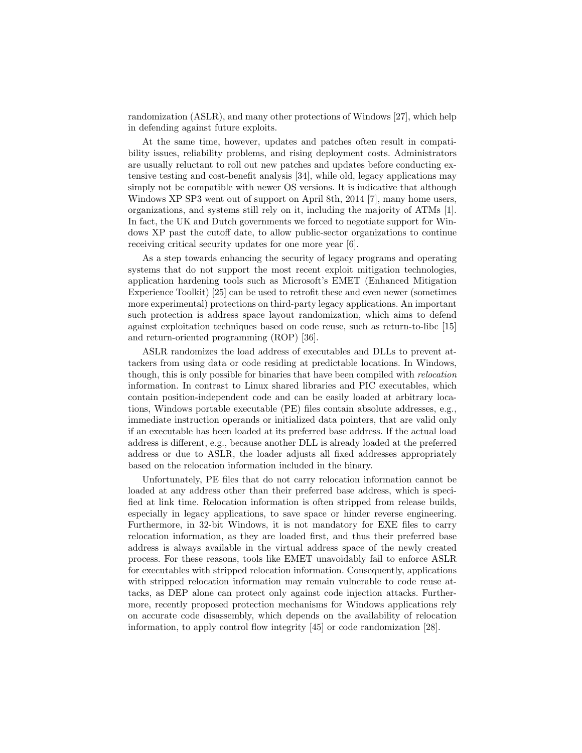randomization (ASLR), and many other protections of Windows [27], which help in defending against future exploits.

At the same time, however, updates and patches often result in compatibility issues, reliability problems, and rising deployment costs. Administrators are usually reluctant to roll out new patches and updates before conducting extensive testing and cost-benefit analysis [34], while old, legacy applications may simply not be compatible with newer OS versions. It is indicative that although Windows XP SP3 went out of support on April 8th, 2014 [7], many home users, organizations, and systems still rely on it, including the majority of ATMs [1]. In fact, the UK and Dutch governments we forced to negotiate support for Windows XP past the cutoff date, to allow public-sector organizations to continue receiving critical security updates for one more year [6].

As a step towards enhancing the security of legacy programs and operating systems that do not support the most recent exploit mitigation technologies, application hardening tools such as Microsoft's EMET (Enhanced Mitigation Experience Toolkit) [25] can be used to retrofit these and even newer (sometimes more experimental) protections on third-party legacy applications. An important such protection is address space layout randomization, which aims to defend against exploitation techniques based on code reuse, such as return-to-libc [15] and return-oriented programming (ROP) [36].

ASLR randomizes the load address of executables and DLLs to prevent attackers from using data or code residing at predictable locations. In Windows, though, this is only possible for binaries that have been compiled with *relocation* information. In contrast to Linux shared libraries and PIC executables, which contain position-independent code and can be easily loaded at arbitrary locations, Windows portable executable (PE) files contain absolute addresses, e.g., immediate instruction operands or initialized data pointers, that are valid only if an executable has been loaded at its preferred base address. If the actual load address is different, e.g., because another DLL is already loaded at the preferred address or due to ASLR, the loader adjusts all fixed addresses appropriately based on the relocation information included in the binary.

Unfortunately, PE files that do not carry relocation information cannot be loaded at any address other than their preferred base address, which is specified at link time. Relocation information is often stripped from release builds, especially in legacy applications, to save space or hinder reverse engineering. Furthermore, in 32-bit Windows, it is not mandatory for EXE files to carry relocation information, as they are loaded first, and thus their preferred base address is always available in the virtual address space of the newly created process. For these reasons, tools like EMET unavoidably fail to enforce ASLR for executables with stripped relocation information. Consequently, applications with stripped relocation information may remain vulnerable to code reuse attacks, as DEP alone can protect only against code injection attacks. Furthermore, recently proposed protection mechanisms for Windows applications rely on accurate code disassembly, which depends on the availability of relocation information, to apply control flow integrity [45] or code randomization [28].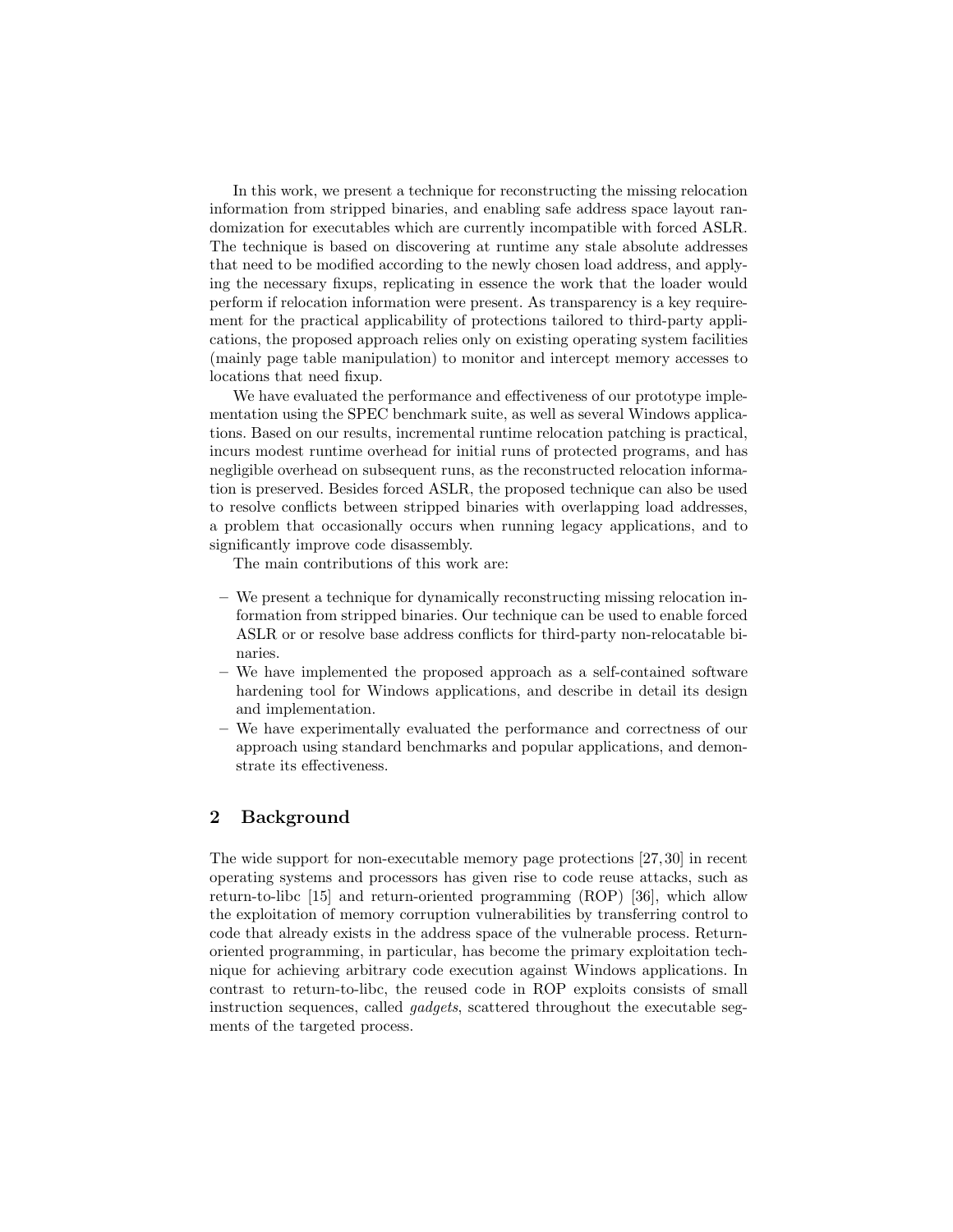In this work, we present a technique for reconstructing the missing relocation information from stripped binaries, and enabling safe address space layout randomization for executables which are currently incompatible with forced ASLR. The technique is based on discovering at runtime any stale absolute addresses that need to be modified according to the newly chosen load address, and applying the necessary fixups, replicating in essence the work that the loader would perform if relocation information were present. As transparency is a key requirement for the practical applicability of protections tailored to third-party applications, the proposed approach relies only on existing operating system facilities (mainly page table manipulation) to monitor and intercept memory accesses to locations that need fixup.

We have evaluated the performance and effectiveness of our prototype implementation using the SPEC benchmark suite, as well as several Windows applications. Based on our results, incremental runtime relocation patching is practical, incurs modest runtime overhead for initial runs of protected programs, and has negligible overhead on subsequent runs, as the reconstructed relocation information is preserved. Besides forced ASLR, the proposed technique can also be used to resolve conflicts between stripped binaries with overlapping load addresses, a problem that occasionally occurs when running legacy applications, and to significantly improve code disassembly.

The main contributions of this work are:

- We present a technique for dynamically reconstructing missing relocation information from stripped binaries. Our technique can be used to enable forced ASLR or or resolve base address conflicts for third-party non-relocatable binaries.
- We have implemented the proposed approach as a self-contained software hardening tool for Windows applications, and describe in detail its design and implementation.
- We have experimentally evaluated the performance and correctness of our approach using standard benchmarks and popular applications, and demonstrate its effectiveness.

## 2 Background

The wide support for non-executable memory page protections [27, 30] in recent operating systems and processors has given rise to code reuse attacks, such as return-to-libc [15] and return-oriented programming (ROP) [36], which allow the exploitation of memory corruption vulnerabilities by transferring control to code that already exists in the address space of the vulnerable process. Return-oriented programming, in particular, has become the primary exploitation technique for achieving arbitrary code execution against Windows applications. In contrast to return-to-libc, the reused code in ROP exploits consists of small instruction sequences, called *gadgets*, scattered throughout the executable segments of the targeted process.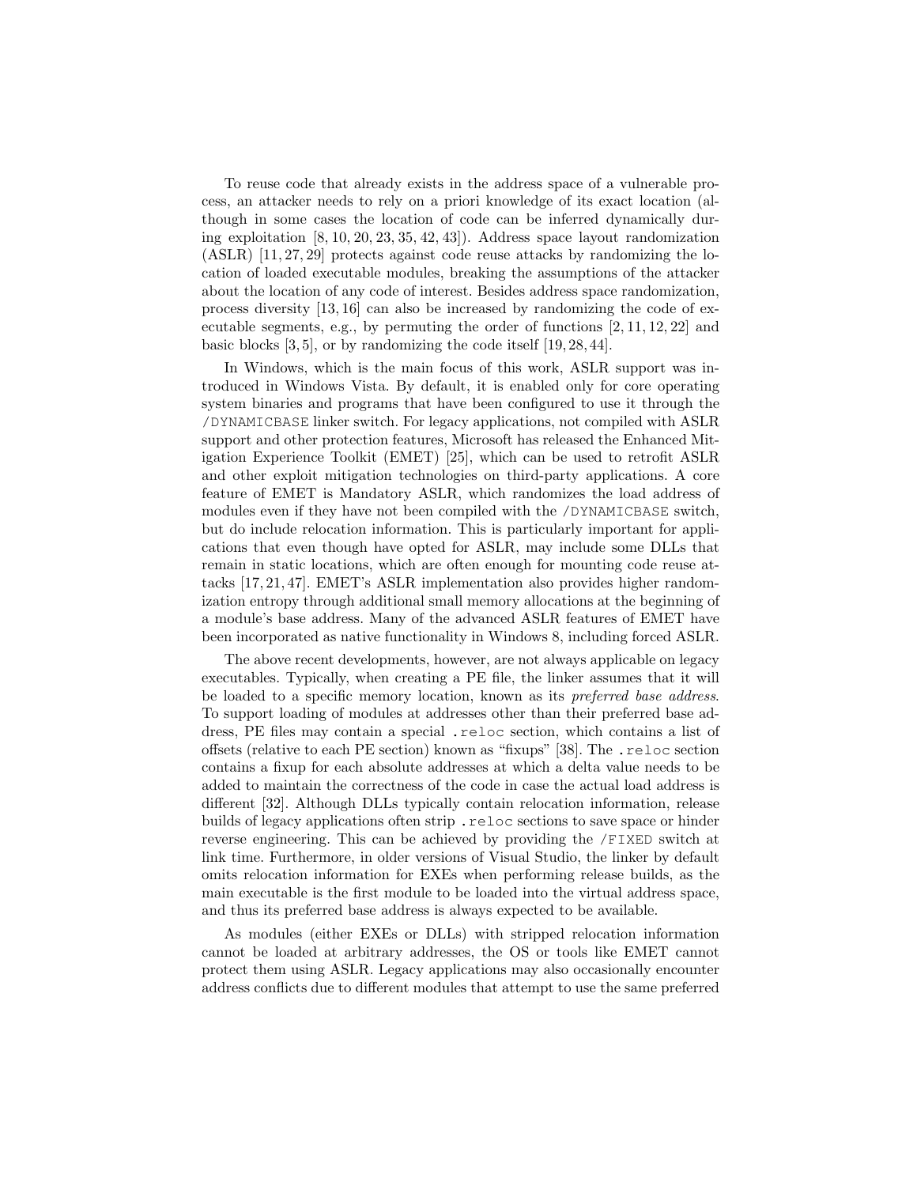To reuse code that already exists in the address space of a vulnerable process, an attacker needs to rely on a priori knowledge of its exact location (although in some cases the location of code can be inferred dynamically during exploitation [8, 10, 20, 23, 35, 42, 43]). Address space layout randomization (ASLR) [11, 27, 29] protects against code reuse attacks by randomizing the location of loaded executable modules, breaking the assumptions of the attacker about the location of any code of interest. Besides address space randomization, process diversity [13, 16] can also be increased by randomizing the code of executable segments, e.g., by permuting the order of functions [2, 11, 12, 22] and basic blocks [3, 5], or by randomizing the code itself [19, 28, 44].

In Windows, which is the main focus of this work, ASLR support was introduced in Windows Vista. By default, it is enabled only for core operating system binaries and programs that have been configured to use it through the `/DYNAMICBASE` linker switch. For legacy applications, not compiled with ASLR support and other protection features, Microsoft has released the Enhanced Mitigation Experience Toolkit (EMET) [25], which can be used to retrofit ASLR and other exploit mitigation technologies on third-party applications. A core feature of EMET is Mandatory ASLR, which randomizes the load address of modules even if they have not been compiled with the `/DYNAMICBASE` switch, but do include relocation information. This is particularly important for applications that even though have opted for ASLR, may include some DLLs that remain in static locations, which are often enough for mounting code reuse attacks [17, 21, 47]. EMET's ASLR implementation also provides higher randomization entropy through additional small memory allocations at the beginning of a module's base address. Many of the advanced ASLR features of EMET have been incorporated as native functionality in Windows 8, including forced ASLR.

The above recent developments, however, are not always applicable on legacy executables. Typically, when creating a PE file, the linker assumes that it will be loaded to a specific memory location, known as its *preferred base address*. To support loading of modules at addresses other than their preferred base address, PE files may contain a special `.reloc` section, which contains a list of offsets (relative to each PE section) known as "fixups" [38]. The `.reloc` section contains a fixup for each absolute addresses at which a delta value needs to be added to maintain the correctness of the code in case the actual load address is different [32]. Although DLLs typically contain relocation information, release builds of legacy applications often strip `.reloc` sections to save space or hinder reverse engineering. This can be achieved by providing the `/FIXED` switch at link time. Furthermore, in older versions of Visual Studio, the linker by default omits relocation information for EXEs when performing release builds, as the main executable is the first module to be loaded into the virtual address space, and thus its preferred base address is always expected to be available.

As modules (either EXEs or DLLs) with stripped relocation information cannot be loaded at arbitrary addresses, the OS or tools like EMET cannot protect them using ASLR. Legacy applications may also occasionally encounter address conflicts due to different modules that attempt to use the same preferred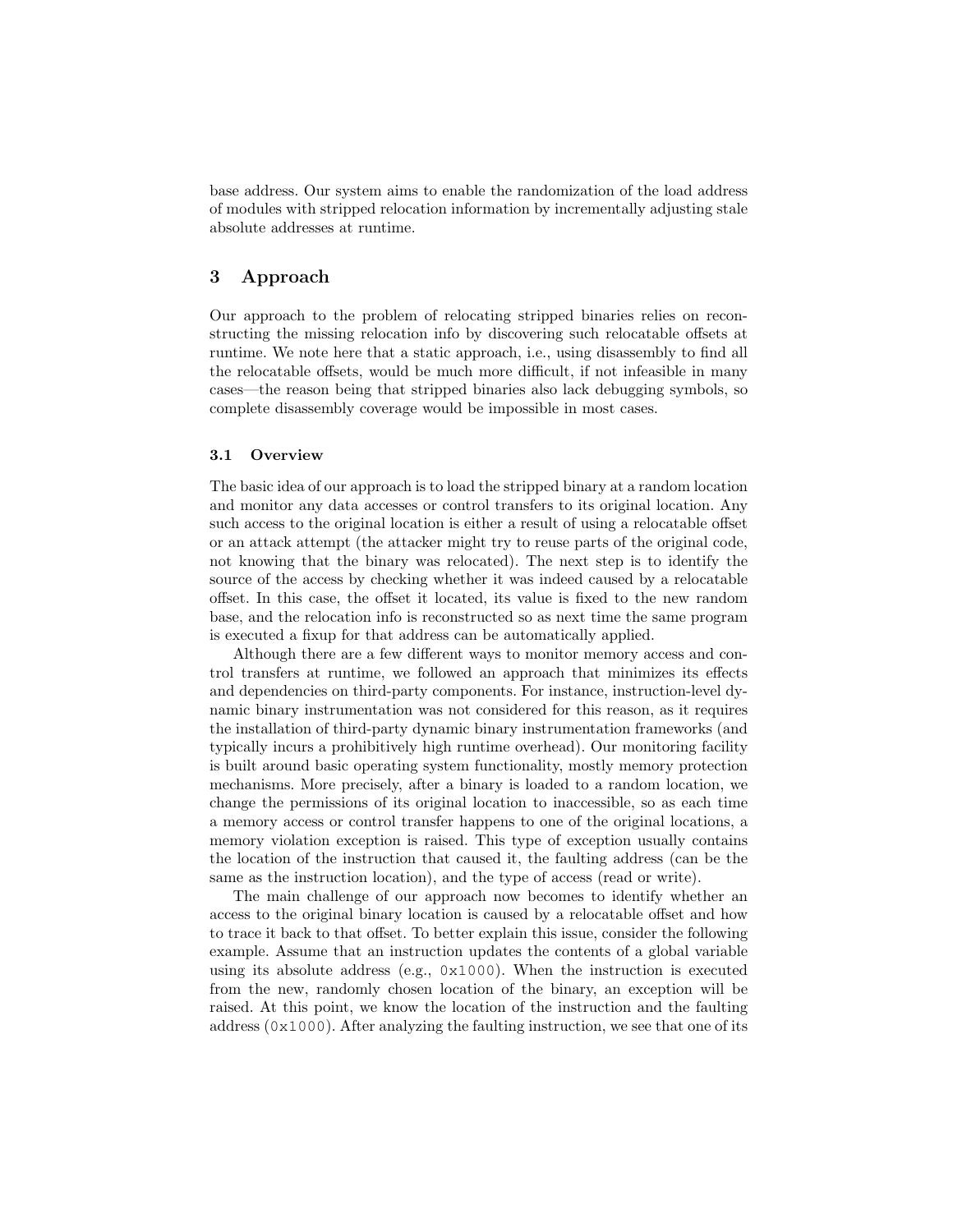base address. Our system aims to enable the randomization of the load address of modules with stripped relocation information by incrementally adjusting stale absolute addresses at runtime.

## 3 Approach

Our approach to the problem of relocating stripped binaries relies on reconstructing the missing relocation info by discovering such relocatable offsets at runtime. We note here that a static approach, i.e., using disassembly to find all the relocatable offsets, would be much more difficult, if not infeasible in many cases—the reason being that stripped binaries also lack debugging symbols, so complete disassembly coverage would be impossible in most cases.

### 3.1 Overview

The basic idea of our approach is to load the stripped binary at a random location and monitor any data accesses or control transfers to its original location. Any such access to the original location is either a result of using a relocatable offset or an attack attempt (the attacker might try to reuse parts of the original code, not knowing that the binary was relocated). The next step is to identify the source of the access by checking whether it was indeed caused by a relocatable offset. In this case, the offset it located, its value is fixed to the new random base, and the relocation info is reconstructed so as next time the same program is executed a fixup for that address can be automatically applied.

Although there are a few different ways to monitor memory access and control transfers at runtime, we followed an approach that minimizes its effects and dependencies on third-party components. For instance, instruction-level dynamic binary instrumentation was not considered for this reason, as it requires the installation of third-party dynamic binary instrumentation frameworks (and typically incurs a prohibitively high runtime overhead). Our monitoring facility is built around basic operating system functionality, mostly memory protection mechanisms. More precisely, after a binary is loaded to a random location, we change the permissions of its original location to inaccessible, so as each time a memory access or control transfer happens to one of the original locations, a memory violation exception is raised. This type of exception usually contains the location of the instruction that caused it, the faulting address (can be the same as the instruction location), and the type of access (read or write).

The main challenge of our approach now becomes to identify whether an access to the original binary location is caused by a relocatable offset and how to trace it back to that offset. To better explain this issue, consider the following example. Assume that an instruction updates the contents of a global variable using its absolute address (e.g., `0x1000`). When the instruction is executed from the new, randomly chosen location of the binary, an exception will be raised. At this point, we know the location of the instruction and the faulting address (`0x1000`). After analyzing the faulting instruction, we see that one of its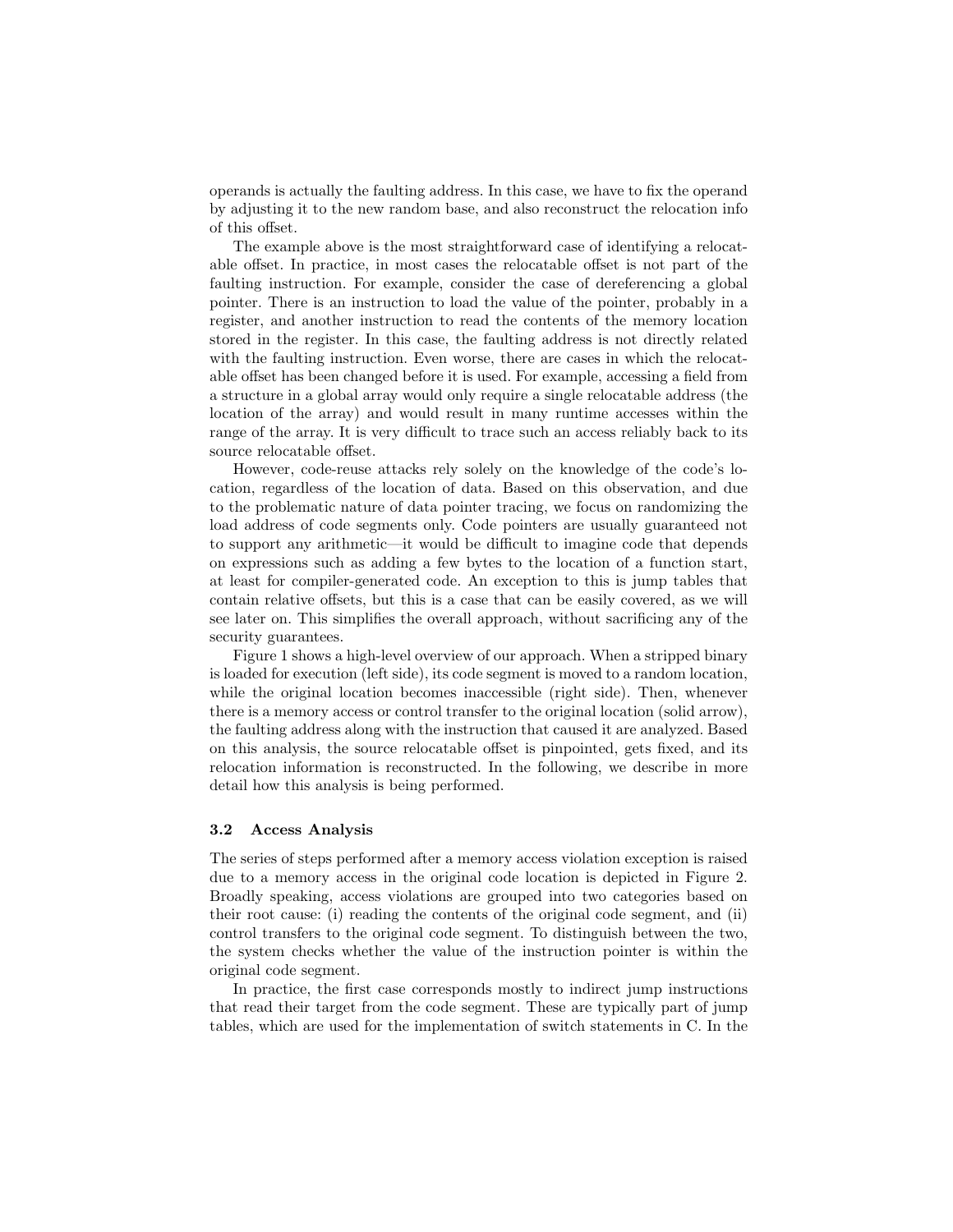operands is actually the faulting address. In this case, we have to fix the operand by adjusting it to the new random base, and also reconstruct the relocation info of this offset.

The example above is the most straightforward case of identifying a relocatable offset. In practice, in most cases the relocatable offset is not part of the faulting instruction. For example, consider the case of dereferencing a global pointer. There is an instruction to load the value of the pointer, probably in a register, and another instruction to read the contents of the memory location stored in the register. In this case, the faulting address is not directly related with the faulting instruction. Even worse, there are cases in which the relocatable offset has been changed before it is used. For example, accessing a field from a structure in a global array would only require a single relocatable address (the location of the array) and would result in many runtime accesses within the range of the array. It is very difficult to trace such an access reliably back to its source relocatable offset.

However, code-reuse attacks rely solely on the knowledge of the code's location, regardless of the location of data. Based on this observation, and due to the problematic nature of data pointer tracing, we focus on randomizing the load address of code segments only. Code pointers are usually guaranteed not to support any arithmetic—it would be difficult to imagine code that depends on expressions such as adding a few bytes to the location of a function start, at least for compiler-generated code. An exception to this is jump tables that contain relative offsets, but this is a case that can be easily covered, as we will see later on. This simplifies the overall approach, without sacrificing any of the security guarantees.

Figure 1 shows a high-level overview of our approach. When a stripped binary is loaded for execution (left side), its code segment is moved to a random location, while the original location becomes inaccessible (right side). Then, whenever there is a memory access or control transfer to the original location (solid arrow), the faulting address along with the instruction that caused it are analyzed. Based on this analysis, the source relocatable offset is pinpointed, gets fixed, and its relocation information is reconstructed. In the following, we describe in more detail how this analysis is being performed.

### 3.2 Access Analysis

The series of steps performed after a memory access violation exception is raised due to a memory access in the original code location is depicted in Figure 2. Broadly speaking, access violations are grouped into two categories based on their root cause: (i) reading the contents of the original code segment, and (ii) control transfers to the original code segment. To distinguish between the two, the system checks whether the value of the instruction pointer is within the original code segment.

In practice, the first case corresponds mostly to indirect jump instructions that read their target from the code segment. These are typically part of jump tables, which are used for the implementation of switch statements in C. In the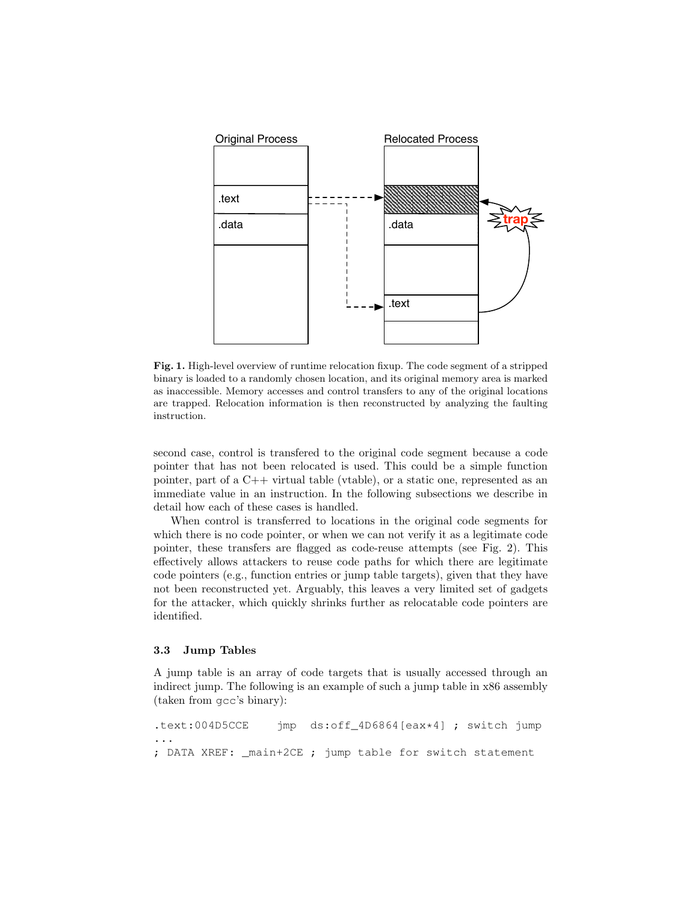**Fig. 1.** High-level overview of runtime relocation fixup. The code segment of a stripped binary is loaded to a randomly chosen location, and its original memory area is marked as inaccessible. Memory accesses and control transfers to any of the original locations are trapped. Relocation information is then reconstructed by analyzing the faulting instruction.

second case, control is transfered to the original code segment because a code pointer that has not been relocated is used. This could be a simple function pointer, part of a C++ virtual table (vtable), or a static one, represented as an immediate value in an instruction. In the following subsections we describe in detail how each of these cases is handled.

When control is transferred to locations in the original code segments for which there is no code pointer, or when we can not verify it as a legitimate code pointer, these transfers are flagged as code-reuse attempts (see Fig. 2). This effectively allows attackers to reuse code paths for which there are legitimate code pointers (e.g., function entries or jump table targets), given that they have not been reconstructed yet. Arguably, this leaves a very limited set of gadgets for the attacker, which quickly shrinks further as relocatable code pointers are identified.

### 3.3 Jump Tables

A jump table is an array of code targets that is usually accessed through an indirect jump. The following is an example of such a jump table in x86 assembly (taken from gcc's binary):

```
.text:004D5CCE    jmp  ds:off_4D6864[eax*4] ; switch jump
...
; DATA XREF: _main+2CE ; jump table for switch statement
```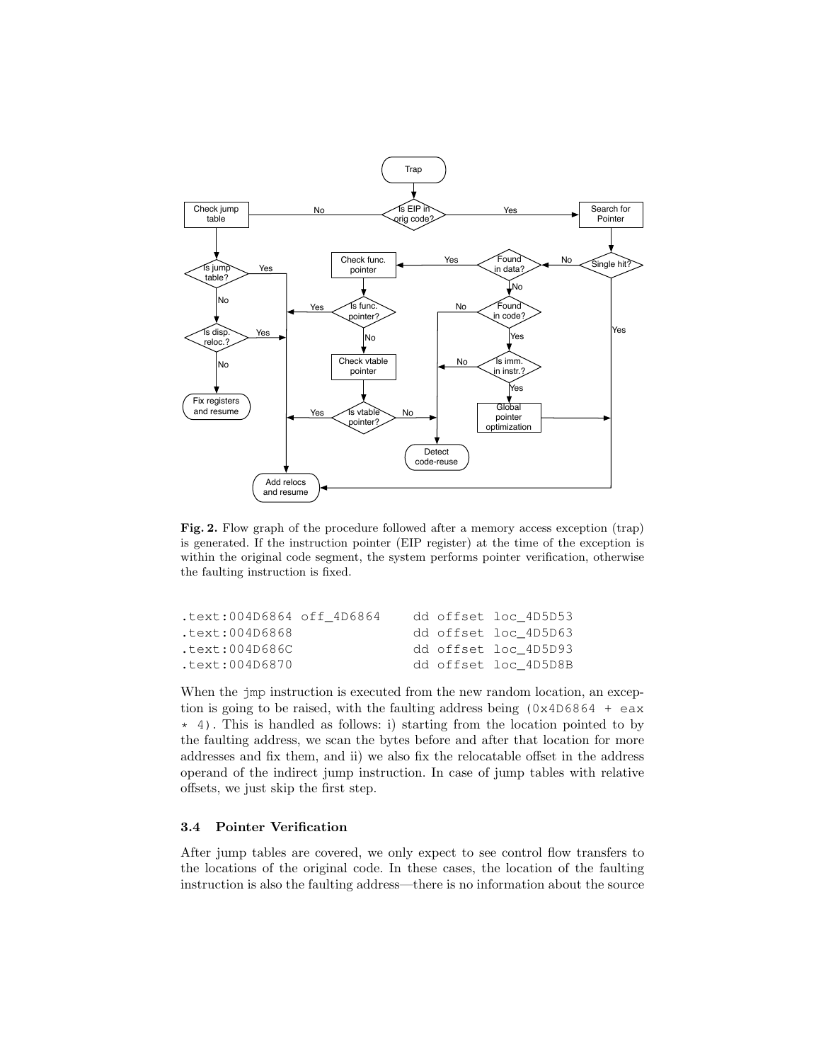**Fig. 2.** Flow graph of the procedure followed after a memory access exception (trap) is generated. If the instruction pointer (EIP register) at the time of the exception is within the original code segment, the system performs pointer verification, otherwise the faulting instruction is fixed.

```
.text:004D6864 off_4D6864    dd offset loc_4D5D53
.text:004D6868               dd offset loc_4D5D63
.text:004D686C               dd offset loc_4D5D93
.text:004D6870               dd offset loc_4D5D8B
```

When the `jmp` instruction is executed from the new random location, an exception is going to be raised, with the faulting address being `(0x4D6864 + eax * 4)`. This is handled as follows: i) starting from the location pointed to by the faulting address, we scan the bytes before and after that location for more addresses and fix them, and ii) we also fix the relocatable offset in the address operand of the indirect jump instruction. In case of jump tables with relative offsets, we just skip the first step.

### 3.4 Pointer Verification

After jump tables are covered, we only expect to see control flow transfers to the locations of the original code. In these cases, the location of the faulting instruction is also the faulting address—there is no information about the source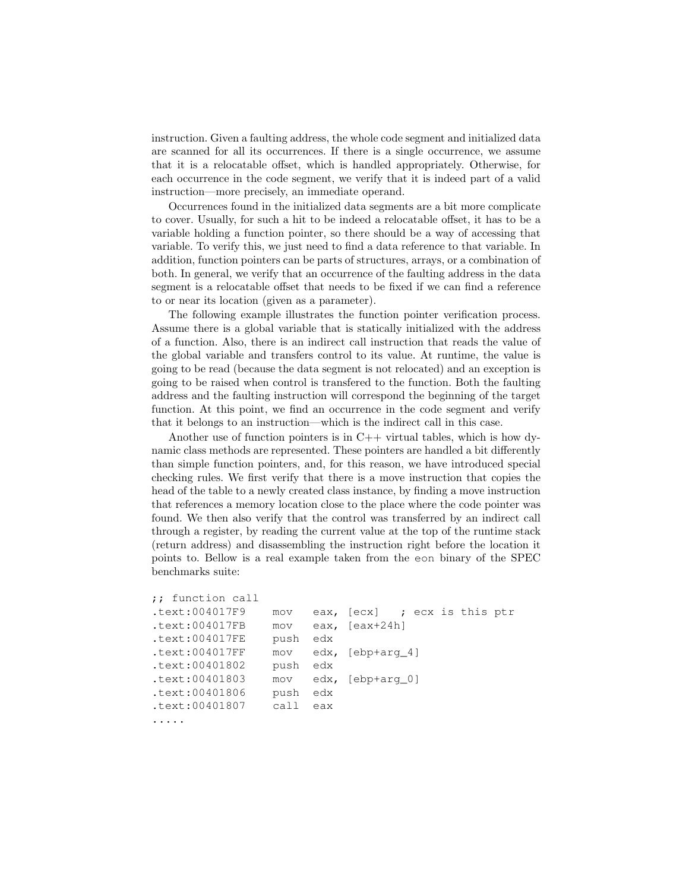instruction. Given a faulting address, the whole code segment and initialized data are scanned for all its occurrences. If there is a single occurrence, we assume that it is a relocatable offset, which is handled appropriately. Otherwise, for each occurrence in the code segment, we verify that it is indeed part of a valid instruction—more precisely, an immediate operand.

Occurrences found in the initialized data segments are a bit more complicate to cover. Usually, for such a hit to be indeed a relocatable offset, it has to be a variable holding a function pointer, so there should be a way of accessing that variable. To verify this, we just need to find a data reference to that variable. In addition, function pointers can be parts of structures, arrays, or a combination of both. In general, we verify that an occurrence of the faulting address in the data segment is a relocatable offset that needs to be fixed if we can find a reference to or near its location (given as a parameter).

The following example illustrates the function pointer verification process. Assume there is a global variable that is statically initialized with the address of a function. Also, there is an indirect call instruction that reads the value of the global variable and transfers control to its value. At runtime, the value is going to be read (because the data segment is not relocated) and an exception is going to be raised when control is transfered to the function. Both the faulting address and the faulting instruction will correspond the beginning of the target function. At this point, we find an occurrence in the code segment and verify that it belongs to an instruction—which is the indirect call in this case.

Another use of function pointers is in C++ virtual tables, which is how dynamic class methods are represented. These pointers are handled a bit differently than simple function pointers, and, for this reason, we have introduced special checking rules. We first verify that there is a move instruction that copies the head of the table to a newly created class instance, by finding a move instruction that references a memory location close to the place where the code pointer was found. We then also verify that the control was transferred by an indirect call through a register, by reading the current value at the top of the runtime stack (return address) and disassembling the instruction right before the location it points to. Bellow is a real example taken from the eon binary of the SPEC benchmarks suite:

```
;; function call
.text:004017F9    mov   eax, [ecx]   ; ecx is this ptr
.text:004017FB    mov   eax, [eax+24h]
.text:004017FE    push  edx
.text:004017FF    mov   edx, [ebp+arg_4]
.text:00401802    push  edx
.text:00401803    mov   edx, [ebp+arg_0]
.text:00401806    push  edx
.text:00401807    call  eax
.....
```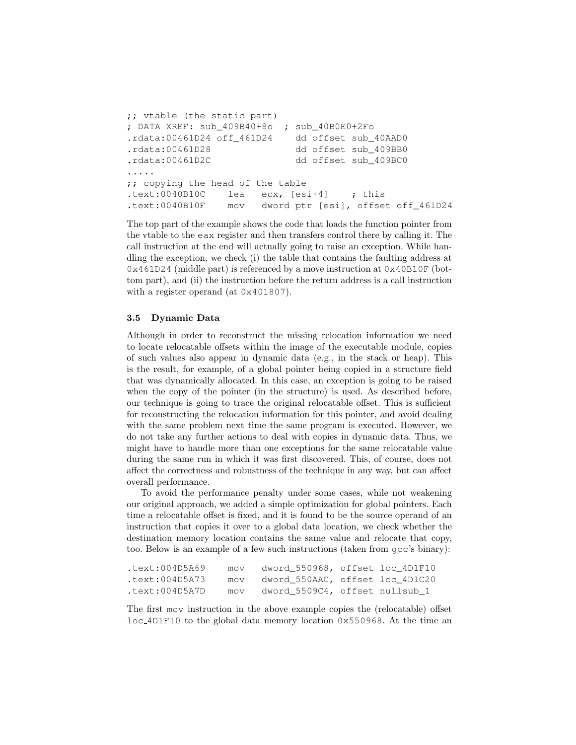```
;; vtable (the static part)
; DATA XREF: sub_409B40+8o  ; sub_40B0E0+2Fo
.rdata:00461D24 off_461D24    dd offset sub_40AAD0
.rdata:00461D28               dd offset sub_409BB0
.rdata:00461D2C               dd offset sub_409BC0
.....
;; copying the head of the table
.text:0040B10C    lea   ecx, [esi+4]    ; this
.text:0040B10F    mov   dword ptr [esi], offset off_461D24
```

The top part of the example shows the code that loads the function pointer from the vtable to the `eax` register and then transfers control there by calling it. The call instruction at the end will actually going to raise an exception. While handling the exception, we check (i) the table that contains the faulting address at `0x461D24` (middle part) is referenced by a move instruction at `0x40B10F` (bottom part), and (ii) the instruction before the return address is a call instruction with a register operand (at `0x401807`).

### 3.5 Dynamic Data

Although in order to reconstruct the missing relocation information we need to locate relocatable offsets within the image of the executable module, copies of such values also appear in dynamic data (e.g., in the stack or heap). This is the result, for example, of a global pointer being copied in a structure field that was dynamically allocated. In this case, an exception is going to be raised when the copy of the pointer (in the structure) is used. As described before, our technique is going to trace the original relocatable offset. This is sufficient for reconstructing the relocation information for this pointer, and avoid dealing with the same problem next time the same program is executed. However, we do not take any further actions to deal with copies in dynamic data. Thus, we might have to handle more than one exceptions for the same relocatable value during the same run in which it was first discovered. This, of course, does not affect the correctness and robustness of the technique in any way, but can affect overall performance.

To avoid the performance penalty under some cases, while not weakening our original approach, we added a simple optimization for global pointers. Each time a relocatable offset is fixed, and it is found to be the source operand of an instruction that copies it over to a global data location, we check whether the destination memory location contains the same value and relocate that copy, too. Below is an example of a few such instructions (taken from `gcc`'s binary):

```
.text:004D5A69    mov   dword_550968, offset loc_4D1F10
.text:004D5A73    mov   dword_550AAC, offset loc_4D1C20
.text:004D5A7D    mov   dword_5509C4, offset nullsub_1
```

The first `mov` instruction in the above example copies the (relocatable) offset `loc_4D1F10` to the global data memory location `0x550968`. At the time an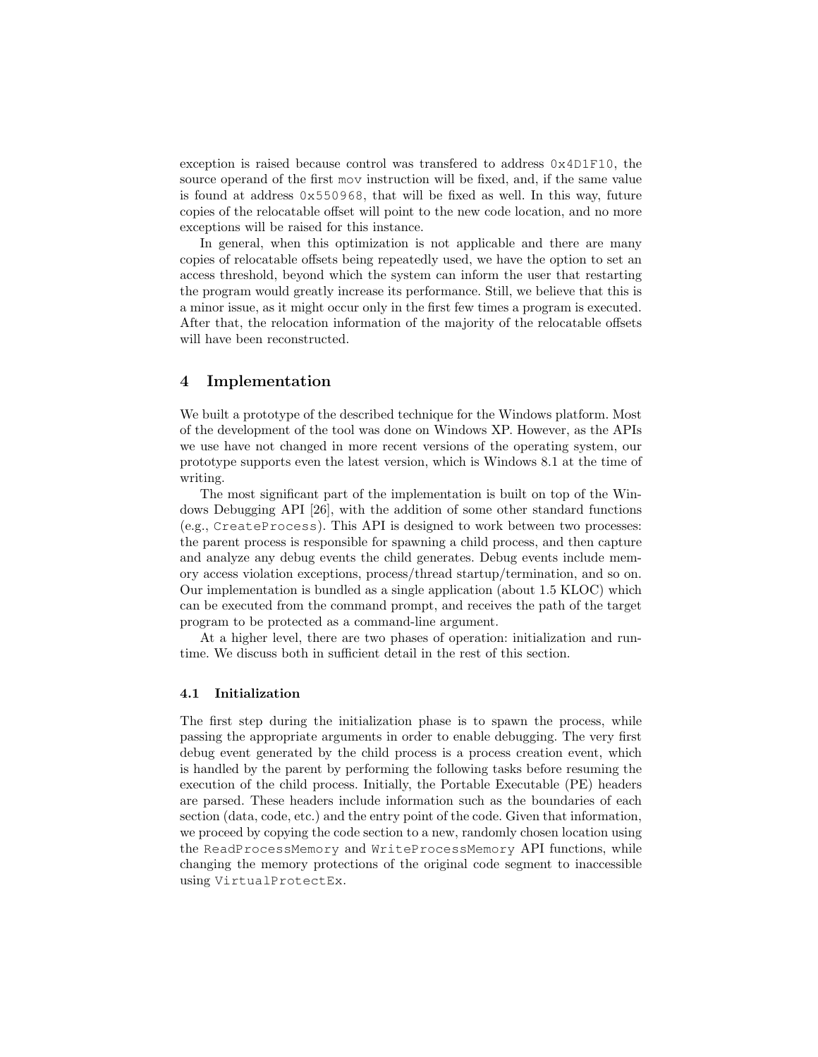exception is raised because control was transfered to address `0x4D1F10`, the source operand of the first `mov` instruction will be fixed, and, if the same value is found at address `0x550968`, that will be fixed as well. In this way, future copies of the relocatable offset will point to the new code location, and no more exceptions will be raised for this instance.

In general, when this optimization is not applicable and there are many copies of relocatable offsets being repeatedly used, we have the option to set an access threshold, beyond which the system can inform the user that restarting the program would greatly increase its performance. Still, we believe that this is a minor issue, as it might occur only in the first few times a program is executed. After that, the relocation information of the majority of the relocatable offsets will have been reconstructed.

## 4 Implementation

We built a prototype of the described technique for the Windows platform. Most of the development of the tool was done on Windows XP. However, as the APIs we use have not changed in more recent versions of the operating system, our prototype supports even the latest version, which is Windows 8.1 at the time of writing.

The most significant part of the implementation is built on top of the Windows Debugging API [26], with the addition of some other standard functions (e.g., `CreateProcess`). This API is designed to work between two processes: the parent process is responsible for spawning a child process, and then capture and analyze any debug events the child generates. Debug events include memory access violation exceptions, process/thread startup/termination, and so on. Our implementation is bundled as a single application (about 1.5 KLOC) which can be executed from the command prompt, and receives the path of the target program to be protected as a command-line argument.

At a higher level, there are two phases of operation: initialization and runtime. We discuss both in sufficient detail in the rest of this section.

### 4.1 Initialization

The first step during the initialization phase is to spawn the process, while passing the appropriate arguments in order to enable debugging. The very first debug event generated by the child process is a process creation event, which is handled by the parent by performing the following tasks before resuming the execution of the child process. Initially, the Portable Executable (PE) headers are parsed. These headers include information such as the boundaries of each section (data, code, etc.) and the entry point of the code. Given that information, we proceed by copying the code section to a new, randomly chosen location using the `ReadProcessMemory` and `WriteProcessMemory` API functions, while changing the memory protections of the original code segment to inaccessible using `VirtualProtectEx`.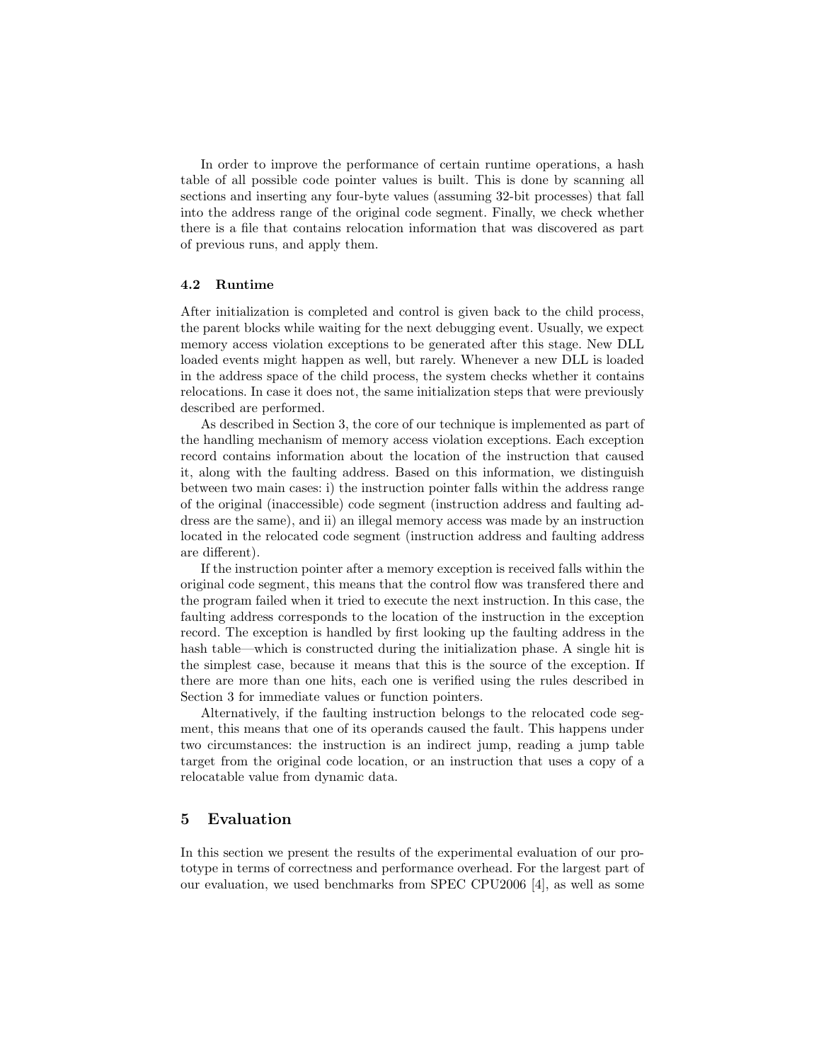In order to improve the performance of certain runtime operations, a hash table of all possible code pointer values is built. This is done by scanning all sections and inserting any four-byte values (assuming 32-bit processes) that fall into the address range of the original code segment. Finally, we check whether there is a file that contains relocation information that was discovered as part of previous runs, and apply them.

### 4.2 Runtime

After initialization is completed and control is given back to the child process, the parent blocks while waiting for the next debugging event. Usually, we expect memory access violation exceptions to be generated after this stage. New DLL loaded events might happen as well, but rarely. Whenever a new DLL is loaded in the address space of the child process, the system checks whether it contains relocations. In case it does not, the same initialization steps that were previously described are performed.

As described in Section 3, the core of our technique is implemented as part of the handling mechanism of memory access violation exceptions. Each exception record contains information about the location of the instruction that caused it, along with the faulting address. Based on this information, we distinguish between two main cases: i) the instruction pointer falls within the address range of the original (inaccessible) code segment (instruction address and faulting address are the same), and ii) an illegal memory access was made by an instruction located in the relocated code segment (instruction address and faulting address are different).

If the instruction pointer after a memory exception is received falls within the original code segment, this means that the control flow was transfered there and the program failed when it tried to execute the next instruction. In this case, the faulting address corresponds to the location of the instruction in the exception record. The exception is handled by first looking up the faulting address in the hash table—which is constructed during the initialization phase. A single hit is the simplest case, because it means that this is the source of the exception. If there are more than one hits, each one is verified using the rules described in Section 3 for immediate values or function pointers.

Alternatively, if the faulting instruction belongs to the relocated code segment, this means that one of its operands caused the fault. This happens under two circumstances: the instruction is an indirect jump, reading a jump table target from the original code location, or an instruction that uses a copy of a relocatable value from dynamic data.

## 5 Evaluation

In this section we present the results of the experimental evaluation of our prototype in terms of correctness and performance overhead. For the largest part of our evaluation, we used benchmarks from SPEC CPU2006 [4], as well as some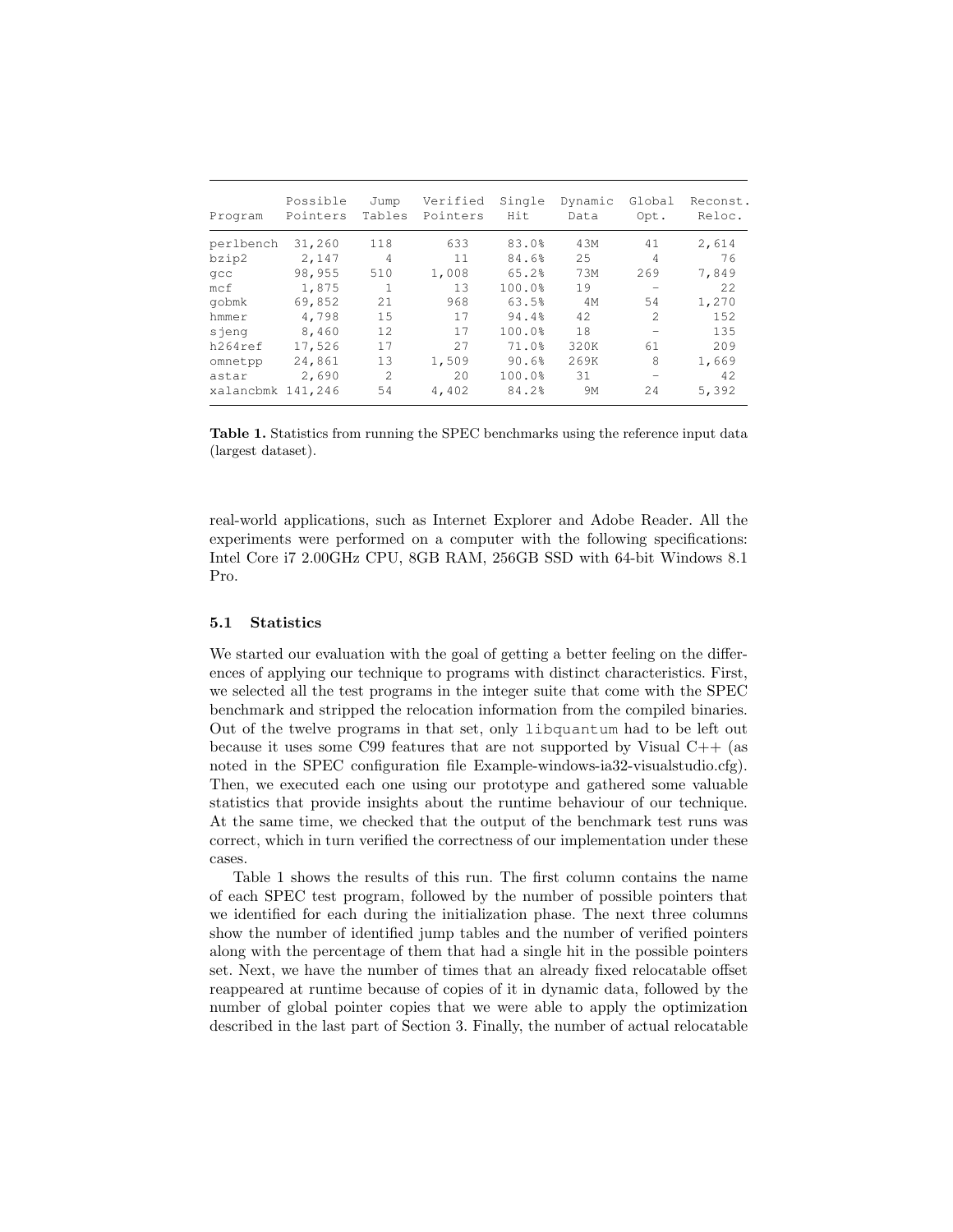| Program | Possible Pointers | Jump Tables | Verified Pointers | Single Hit | Dynamic Data | Global Opt. | Reconst. Reloc. |
|---|---|---|---|---|---|---|---|
| perlbench | 31,260 | 118 | 633 | 83.0% | 43M | 41 | 2,614 |
| bzip2 | 2,147 | 4 | 11 | 84.6% | 25 | 4 | 76 |
| gcc | 98,955 | 510 | 1,008 | 65.2% | 73M | 269 | 7,849 |
| mcf | 1,875 | 1 | 13 | 100.0% | 19 | – | 22 |
| gobmk | 69,852 | 21 | 968 | 63.5% | 4M | 54 | 1,270 |
| hmmer | 4,798 | 15 | 17 | 94.4% | 42 | 2 | 152 |
| sjeng | 8,460 | 12 | 17 | 100.0% | 18 | – | 135 |
| h264ref | 17,526 | 17 | 27 | 71.0% | 320K | 61 | 209 |
| omnetpp | 24,861 | 13 | 1,509 | 90.6% | 269K | 8 | 1,669 |
| astar | 2,690 | 2 | 20 | 100.0% | 31 | – | 42 |
| xalancbmk | 141,246 | 54 | 4,402 | 84.2% | 9M | 24 | 5,392 |

**Table 1.** Statistics from running the SPEC benchmarks using the reference input data (largest dataset).

real-world applications, such as Internet Explorer and Adobe Reader. All the experiments were performed on a computer with the following specifications: Intel Core i7 2.00GHz CPU, 8GB RAM, 256GB SSD with 64-bit Windows 8.1 Pro.

### 5.1 Statistics

We started our evaluation with the goal of getting a better feeling on the differences of applying our technique to programs with distinct characteristics. First, we selected all the test programs in the integer suite that come with the SPEC benchmark and stripped the relocation information from the compiled binaries. Out of the twelve programs in that set, only `libquantum` had to be left out because it uses some C99 features that are not supported by Visual C++ (as noted in the SPEC configuration file Example-windows-ia32-visualstudio.cfg). Then, we executed each one using our prototype and gathered some valuable statistics that provide insights about the runtime behaviour of our technique. At the same time, we checked that the output of the benchmark test runs was correct, which in turn verified the correctness of our implementation under these cases.

Table 1 shows the results of this run. The first column contains the name of each SPEC test program, followed by the number of possible pointers that we identified for each during the initialization phase. The next three columns show the number of identified jump tables and the number of verified pointers along with the percentage of them that had a single hit in the possible pointers set. Next, we have the number of times that an already fixed relocatable offset reappeared at runtime because of copies of it in dynamic data, followed by the number of global pointer copies that we were able to apply the optimization described in the last part of Section 3. Finally, the number of actual relocatable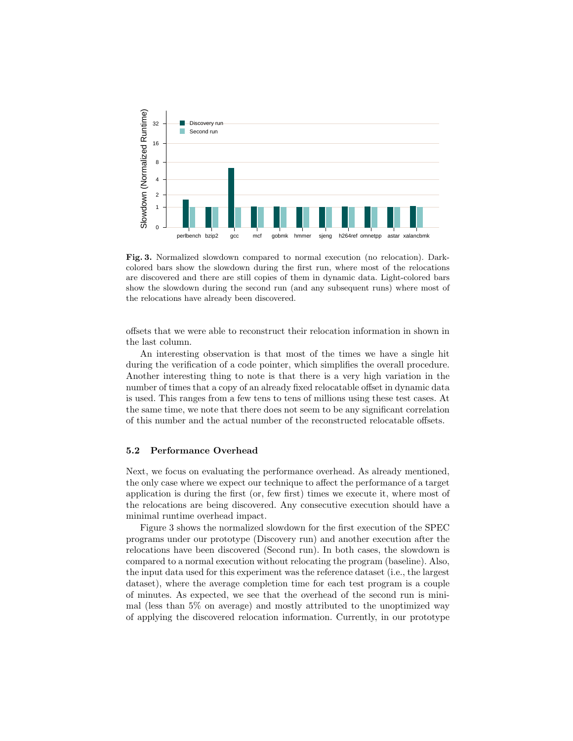Slowdown (Normalized Runtime)

32
16
8
4
2
1
0

Discovery run
Second run

perlbench bzip2 gcc mcf gobmk hmmer sjeng h264ref omnetpp astar xalancbmk

**Fig. 3.** Normalized slowdown compared to normal execution (no relocation). Dark-colored bars show the slowdown during the first run, where most of the relocations are discovered and there are still copies of them in dynamic data. Light-colored bars show the slowdown during the second run (and any subsequent runs) where most of the relocations have already been discovered.

offsets that we were able to reconstruct their relocation information in shown in the last column.

An interesting observation is that most of the times we have a single hit during the verification of a code pointer, which simplifies the overall procedure. Another interesting thing to note is that there is a very high variation in the number of times that a copy of an already fixed relocatable offset in dynamic data is used. This ranges from a few tens to tens of millions using these test cases. At the same time, we note that there does not seem to be any significant correlation of this number and the actual number of the reconstructed relocatable offsets.

### 5.2 Performance Overhead

Next, we focus on evaluating the performance overhead. As already mentioned, the only case where we expect our technique to affect the performance of a target application is during the first (or, few first) times we execute it, where most of the relocations are being discovered. Any consecutive execution should have a minimal runtime overhead impact.

Figure 3 shows the normalized slowdown for the first execution of the SPEC programs under our prototype (Discovery run) and another execution after the relocations have been discovered (Second run). In both cases, the slowdown is compared to a normal execution without relocating the program (baseline). Also, the input data used for this experiment was the reference dataset (i.e., the largest dataset), where the average completion time for each test program is a couple of minutes. As expected, we see that the overhead of the second run is minimal (less than 5% on average) and mostly attributed to the unoptimized way of applying the discovered relocation information. Currently, in our prototype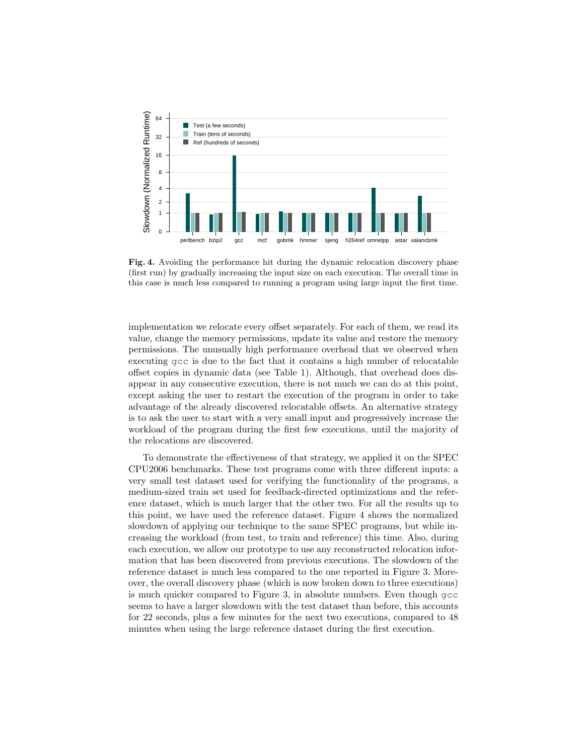**Fig. 4.** Avoiding the performance hit during the dynamic relocation discovery phase (first run) by gradually increasing the input size on each execution. The overall time in this case is much less compared to running a program using large input the first time.

implementation we relocate every offset separately. For each of them, we read its value, change the memory permissions, update its value and restore the memory permissions. The unusually high performance overhead that we observed when executing `gcc` is due to the fact that it contains a high number of relocatable offset copies in dynamic data (see Table 1). Although, that overhead does disappear in any consecutive execution, there is not much we can do at this point, except asking the user to restart the execution of the program in order to take advantage of the already discovered relocatable offsets. An alternative strategy is to ask the user to start with a very small input and progressively increase the workload of the program during the first few executions, until the majority of the relocations are discovered.

To demonstrate the effectiveness of that strategy, we applied it on the SPEC CPU2006 benchmarks. These test programs come with three different inputs: a very small test dataset used for verifying the functionality of the programs, a medium-sized train set used for feedback-directed optimizations and the reference dataset, which is much larger that the other two. For all the results up to this point, we have used the reference dataset. Figure 4 shows the normalized slowdown of applying our technique to the same SPEC programs, but while increasing the workload (from test, to train and reference) this time. Also, during each execution, we allow our prototype to use any reconstructed relocation information that has been discovered from previous executions. The slowdown of the reference dataset is much less compared to the one reported in Figure 3. Moreover, the overall discovery phase (which is now broken down to three executions) is much quicker compared to Figure 3, in absolute numbers. Even though `gcc` seems to have a larger slowdown with the test dataset than before, this accounts for 22 seconds, plus a few minutes for the next two executions, compared to 48 minutes when using the large reference dataset during the first execution.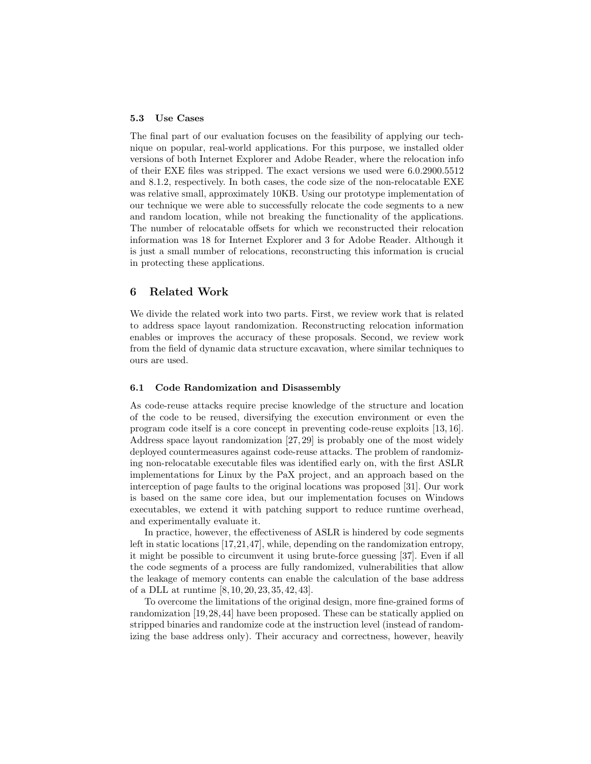### 5.3 Use Cases

The final part of our evaluation focuses on the feasibility of applying our technique on popular, real-world applications. For this purpose, we installed older versions of both Internet Explorer and Adobe Reader, where the relocation info of their EXE files was stripped. The exact versions we used were 6.0.2900.5512 and 8.1.2, respectively. In both cases, the code size of the non-relocatable EXE was relative small, approximately 10KB. Using our prototype implementation of our technique we were able to successfully relocate the code segments to a new and random location, while not breaking the functionality of the applications. The number of relocatable offsets for which we reconstructed their relocation information was 18 for Internet Explorer and 3 for Adobe Reader. Although it is just a small number of relocations, reconstructing this information is crucial in protecting these applications.

## 6 Related Work

We divide the related work into two parts. First, we review work that is related to address space layout randomization. Reconstructing relocation information enables or improves the accuracy of these proposals. Second, we review work from the field of dynamic data structure excavation, where similar techniques to ours are used.

### 6.1 Code Randomization and Disassembly

As code-reuse attacks require precise knowledge of the structure and location of the code to be reused, diversifying the execution environment or even the program code itself is a core concept in preventing code-reuse exploits [13, 16]. Address space layout randomization [27, 29] is probably one of the most widely deployed countermeasures against code-reuse attacks. The problem of randomizing non-relocatable executable files was identified early on, with the first ASLR implementations for Linux by the PaX project, and an approach based on the interception of page faults to the original locations was proposed [31]. Our work is based on the same core idea, but our implementation focuses on Windows executables, we extend it with patching support to reduce runtime overhead, and experimentally evaluate it.

In practice, however, the effectiveness of ASLR is hindered by code segments left in static locations [17, 21, 47], while, depending on the randomization entropy, it might be possible to circumvent it using brute-force guessing [37]. Even if all the code segments of a process are fully randomized, vulnerabilities that allow the leakage of memory contents can enable the calculation of the base address of a DLL at runtime [8, 10, 20, 23, 35, 42, 43].

To overcome the limitations of the original design, more fine-grained forms of randomization [19, 28, 44] have been proposed. These can be statically applied on stripped binaries and randomize code at the instruction level (instead of randomizing the base address only). Their accuracy and correctness, however, heavily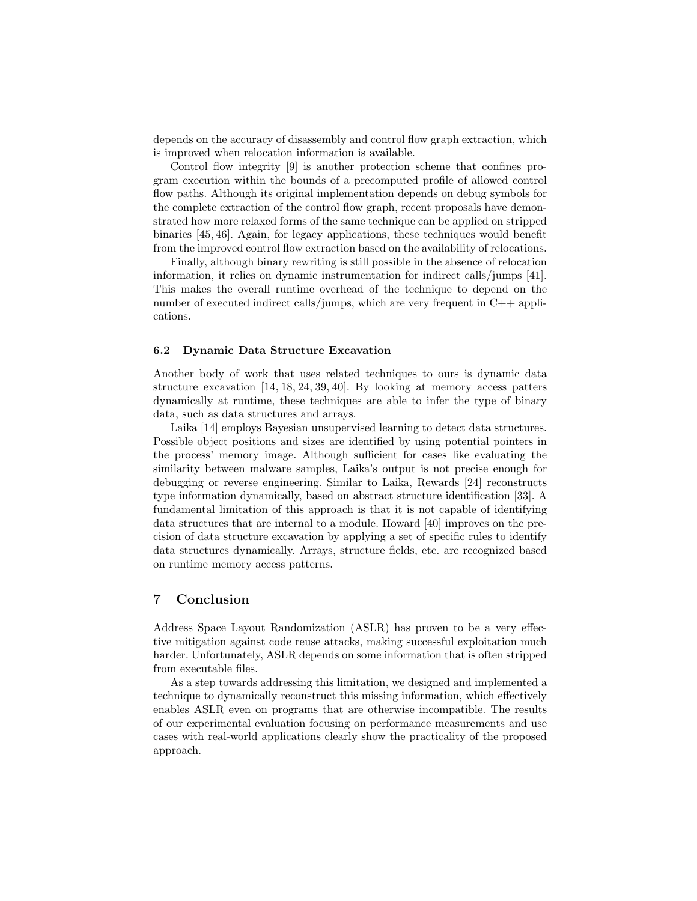depends on the accuracy of disassembly and control flow graph extraction, which is improved when relocation information is available.

Control flow integrity [9] is another protection scheme that confines program execution within the bounds of a precomputed profile of allowed control flow paths. Although its original implementation depends on debug symbols for the complete extraction of the control flow graph, recent proposals have demonstrated how more relaxed forms of the same technique can be applied on stripped binaries [45, 46]. Again, for legacy applications, these techniques would benefit from the improved control flow extraction based on the availability of relocations.

Finally, although binary rewriting is still possible in the absence of relocation information, it relies on dynamic instrumentation for indirect calls/jumps [41]. This makes the overall runtime overhead of the technique to depend on the number of executed indirect calls/jumps, which are very frequent in C++ applications.

### 6.2 Dynamic Data Structure Excavation

Another body of work that uses related techniques to ours is dynamic data structure excavation [14, 18, 24, 39, 40]. By looking at memory access patters dynamically at runtime, these techniques are able to infer the type of binary data, such as data structures and arrays.

Laika [14] employs Bayesian unsupervised learning to detect data structures. Possible object positions and sizes are identified by using potential pointers in the process' memory image. Although sufficient for cases like evaluating the similarity between malware samples, Laika's output is not precise enough for debugging or reverse engineering. Similar to Laika, Rewards [24] reconstructs type information dynamically, based on abstract structure identification [33]. A fundamental limitation of this approach is that it is not capable of identifying data structures that are internal to a module. Howard [40] improves on the precision of data structure excavation by applying a set of specific rules to identify data structures dynamically. Arrays, structure fields, etc. are recognized based on runtime memory access patterns.

## 7 Conclusion

Address Space Layout Randomization (ASLR) has proven to be a very effective mitigation against code reuse attacks, making successful exploitation much harder. Unfortunately, ASLR depends on some information that is often stripped from executable files.

As a step towards addressing this limitation, we designed and implemented a technique to dynamically reconstruct this missing information, which effectively enables ASLR even on programs that are otherwise incompatible. The results of our experimental evaluation focusing on performance measurements and use cases with real-world applications clearly show the practicality of the proposed approach.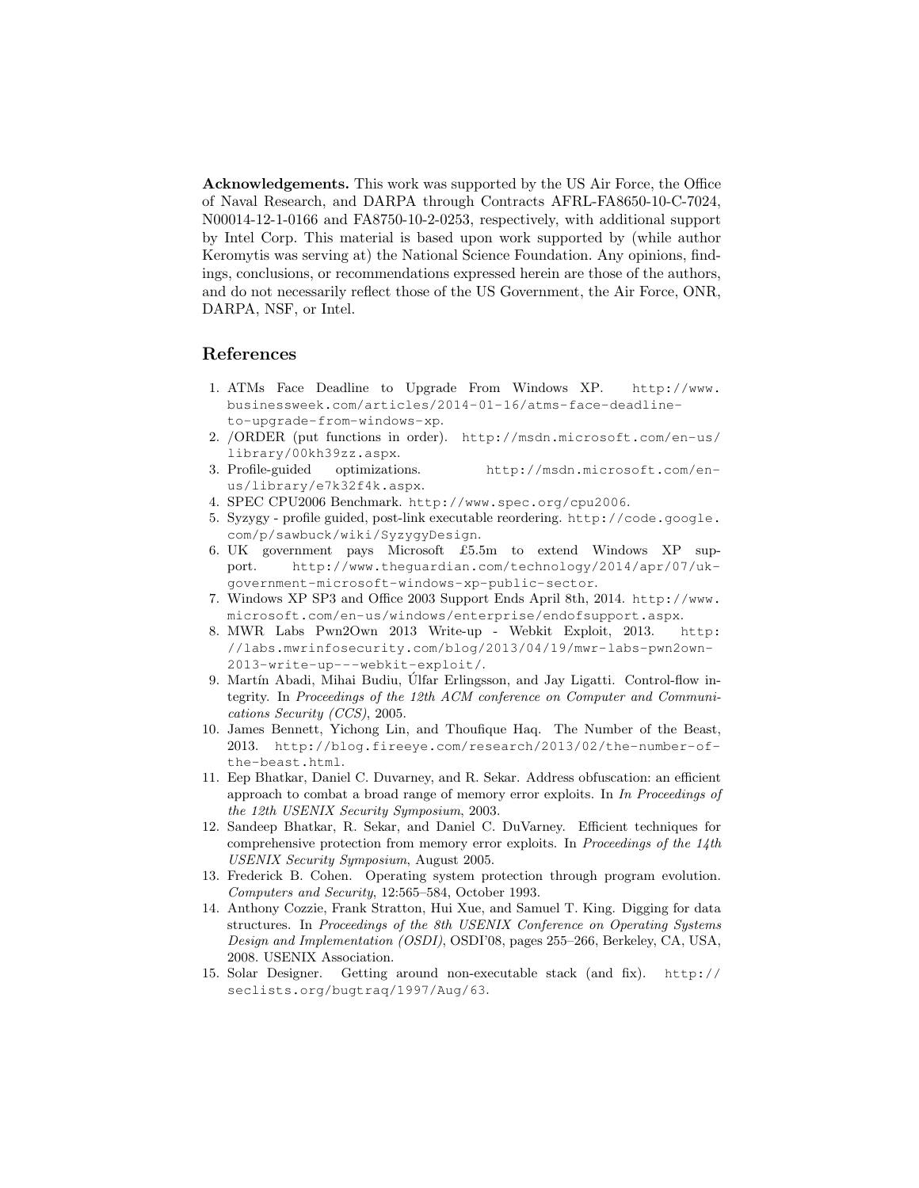**Acknowledgements.** This work was supported by the US Air Force, the Office of Naval Research, and DARPA through Contracts AFRL-FA8650-10-C-7024, N00014-12-1-0166 and FA8750-10-2-0253, respectively, with additional support by Intel Corp. This material is based upon work supported by (while author Keromytis was serving at) the National Science Foundation. Any opinions, findings, conclusions, or recommendations expressed herein are those of the authors, and do not necessarily reflect those of the US Government, the Air Force, ONR, DARPA, NSF, or Intel.

## References

1. ATMs Face Deadline to Upgrade From Windows XP. http://www.businessweek.com/articles/2014-01-16/atms-face-deadline-to-upgrade-from-windows-xp.
2. /ORDER (put functions in order). http://msdn.microsoft.com/en-us/library/00kh39zz.aspx.
3. Profile-guided optimizations. http://msdn.microsoft.com/en-us/library/e7k32f4k.aspx.
4. SPEC CPU2006 Benchmark. http://www.spec.org/cpu2006.
5. Syzygy - profile guided, post-link executable reordering. http://code.google.com/p/sawbuck/wiki/SyzygyDesign.
6. UK government pays Microsoft £5.5m to extend Windows XP support. http://www.theguardian.com/technology/2014/apr/07/uk-government-microsoft-windows-xp-public-sector.
7. Windows XP SP3 and Office 2003 Support Ends April 8th, 2014. http://www.microsoft.com/en-us/windows/enterprise/endofsupport.aspx.
8. MWR Labs Pwn2Own 2013 Write-up - Webkit Exploit, 2013. http://labs.mwrinfosecurity.com/blog/2013/04/19/mwr-labs-pwn2own-2013-write-up---webkit-exploit/.
9. Martín Abadi, Mihai Budiu, Úlfar Erlingsson, and Jay Ligatti. Control-flow integrity. In *Proceedings of the 12th ACM conference on Computer and Communications Security (CCS)*, 2005.
10. James Bennett, Yichong Lin, and Thoufique Haq. The Number of the Beast, 2013. http://blog.fireeye.com/research/2013/02/the-number-of-the-beast.html.
11. Eep Bhatkar, Daniel C. Duvarney, and R. Sekar. Address obfuscation: an efficient approach to combat a broad range of memory error exploits. In *In Proceedings of the 12th USENIX Security Symposium*, 2003.
12. Sandeep Bhatkar, R. Sekar, and Daniel C. DuVarney. Efficient techniques for comprehensive protection from memory error exploits. In *Proceedings of the 14th USENIX Security Symposium*, August 2005.
13. Frederick B. Cohen. Operating system protection through program evolution. *Computers and Security*, 12:565–584, October 1993.
14. Anthony Cozzie, Frank Stratton, Hui Xue, and Samuel T. King. Digging for data structures. In *Proceedings of the 8th USENIX Conference on Operating Systems Design and Implementation (OSDI)*, OSDI'08, pages 255–266, Berkeley, CA, USA, 2008. USENIX Association.
15. Solar Designer. Getting around non-executable stack (and fix). http://seclists.org/bugtraq/1997/Aug/63.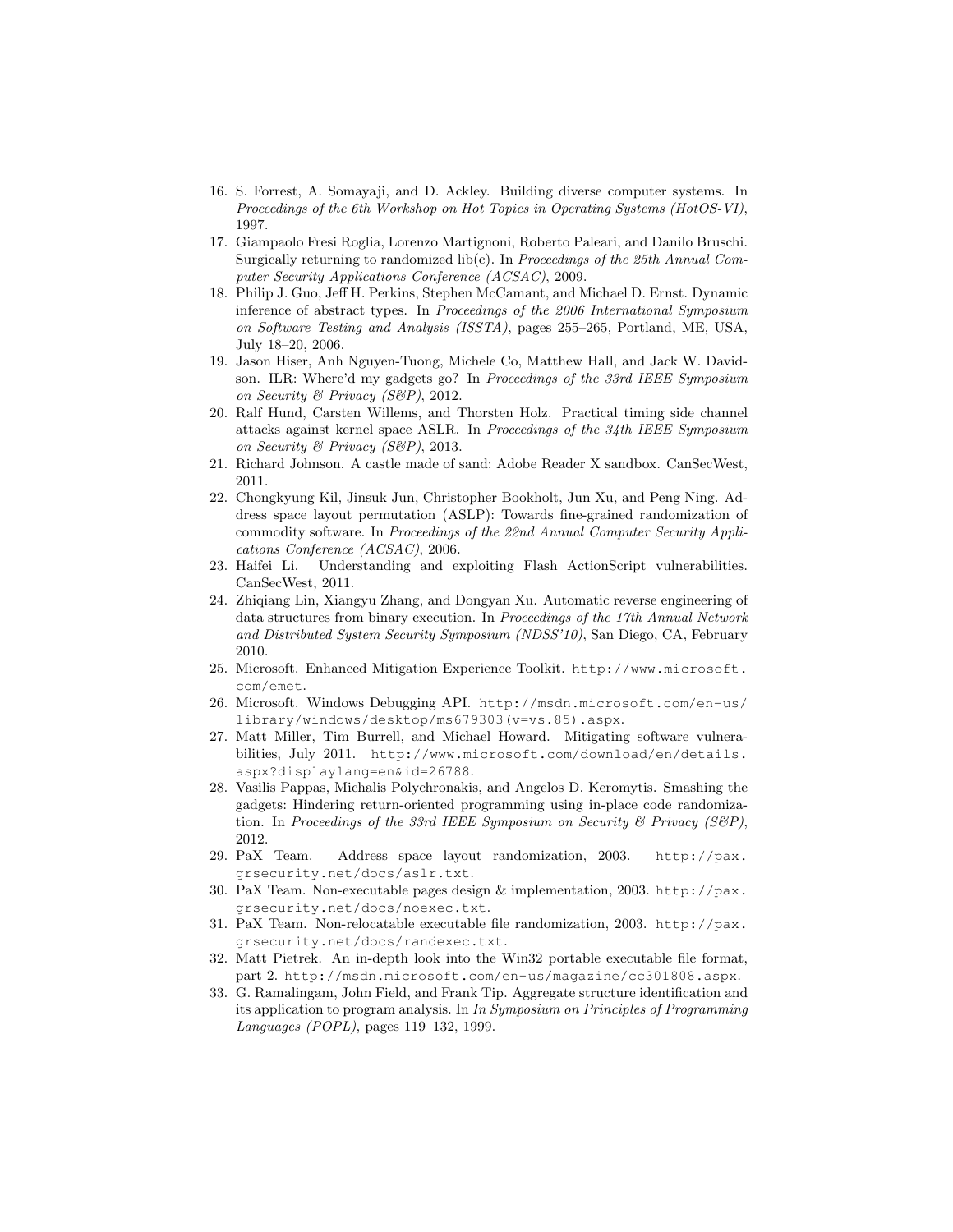16. S. Forrest, A. Somayaji, and D. Ackley. Building diverse computer systems. In *Proceedings of the 6th Workshop on Hot Topics in Operating Systems (HotOS-VI)*, 1997.
17. Giampaolo Fresi Roglia, Lorenzo Martignoni, Roberto Paleari, and Danilo Bruschi. Surgically returning to randomized lib(c). In *Proceedings of the 25th Annual Computer Security Applications Conference (ACSAC)*, 2009.
18. Philip J. Guo, Jeff H. Perkins, Stephen McCamant, and Michael D. Ernst. Dynamic inference of abstract types. In *Proceedings of the 2006 International Symposium on Software Testing and Analysis (ISSTA)*, pages 255–265, Portland, ME, USA, July 18–20, 2006.
19. Jason Hiser, Anh Nguyen-Tuong, Michele Co, Matthew Hall, and Jack W. Davidson. ILR: Where'd my gadgets go? In *Proceedings of the 33rd IEEE Symposium on Security & Privacy (S&P)*, 2012.
20. Ralf Hund, Carsten Willems, and Thorsten Holz. Practical timing side channel attacks against kernel space ASLR. In *Proceedings of the 34th IEEE Symposium on Security & Privacy (S&P)*, 2013.
21. Richard Johnson. A castle made of sand: Adobe Reader X sandbox. CanSecWest, 2011.
22. Chongkyung Kil, Jinsuk Jun, Christopher Bookholt, Jun Xu, and Peng Ning. Address space layout permutation (ASLP): Towards fine-grained randomization of commodity software. In *Proceedings of the 22nd Annual Computer Security Applications Conference (ACSAC)*, 2006.
23. Haifei Li. Understanding and exploiting Flash ActionScript vulnerabilities. CanSecWest, 2011.
24. Zhiqiang Lin, Xiangyu Zhang, and Dongyan Xu. Automatic reverse engineering of data structures from binary execution. In *Proceedings of the 17th Annual Network and Distributed System Security Symposium (NDSS'10)*, San Diego, CA, February 2010.
25. Microsoft. Enhanced Mitigation Experience Toolkit. `http://www.microsoft.com/emet`.
26. Microsoft. Windows Debugging API. `http://msdn.microsoft.com/en-us/library/windows/desktop/ms679303(v=vs.85).aspx`.
27. Matt Miller, Tim Burrell, and Michael Howard. Mitigating software vulnerabilities, July 2011. `http://www.microsoft.com/download/en/details.aspx?displaylang=en&id=26788`.
28. Vasilis Pappas, Michalis Polychronakis, and Angelos D. Keromytis. Smashing the gadgets: Hindering return-oriented programming using in-place code randomization. In *Proceedings of the 33rd IEEE Symposium on Security & Privacy (S&P)*, 2012.
29. PaX Team. Address space layout randomization, 2003. `http://pax.grsecurity.net/docs/aslr.txt`.
30. PaX Team. Non-executable pages design & implementation, 2003. `http://pax.grsecurity.net/docs/noexec.txt`.
31. PaX Team. Non-relocatable executable file randomization, 2003. `http://pax.grsecurity.net/docs/randexec.txt`.
32. Matt Pietrek. An in-depth look into the Win32 portable executable file format, part 2. `http://msdn.microsoft.com/en-us/magazine/cc301808.aspx`.
33. G. Ramalingam, John Field, and Frank Tip. Aggregate structure identification and its application to program analysis. In *In Symposium on Principles of Programming Languages (POPL)*, pages 119–132, 1999.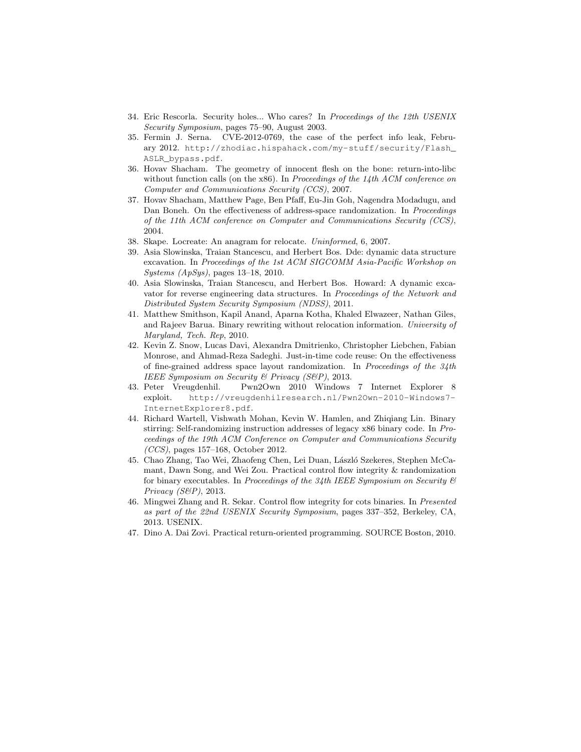34. Eric Rescorla. Security holes... Who cares? In *Proceedings of the 12th USENIX Security Symposium*, pages 75–90, August 2003.
35. Fermin J. Serna. CVE-2012-0769, the case of the perfect info leak, February 2012. `http://zhodiac.hispahack.com/my-stuff/security/Flash_ASLR_bypass.pdf`.
36. Hovav Shacham. The geometry of innocent flesh on the bone: return-into-libc without function calls (on the x86). In *Proceedings of the 14th ACM conference on Computer and Communications Security (CCS)*, 2007.
37. Hovav Shacham, Matthew Page, Ben Pfaff, Eu-Jin Goh, Nagendra Modadugu, and Dan Boneh. On the effectiveness of address-space randomization. In *Proceedings of the 11th ACM conference on Computer and Communications Security (CCS)*, 2004.
38. Skape. Locreate: An anagram for relocate. *Uninformed*, 6, 2007.
39. Asia Slowinska, Traian Stancescu, and Herbert Bos. Dde: dynamic data structure excavation. In *Proceedings of the 1st ACM SIGCOMM Asia-Pacific Workshop on Systems (ApSys)*, pages 13–18, 2010.
40. Asia Slowinska, Traian Stancescu, and Herbert Bos. Howard: A dynamic excavator for reverse engineering data structures. In *Proceedings of the Network and Distributed System Security Symposium (NDSS)*, 2011.
41. Matthew Smithson, Kapil Anand, Aparna Kotha, Khaled Elwazeer, Nathan Giles, and Rajeev Barua. Binary rewriting without relocation information. *University of Maryland, Tech. Rep*, 2010.
42. Kevin Z. Snow, Lucas Davi, Alexandra Dmitrienko, Christopher Liebchen, Fabian Monrose, and Ahmad-Reza Sadeghi. Just-in-time code reuse: On the effectiveness of fine-grained address space layout randomization. In *Proceedings of the 34th IEEE Symposium on Security & Privacy (S&P)*, 2013.
43. Peter Vreugdenhil. Pwn2Own 2010 Windows 7 Internet Explorer 8 exploit. `http://vreugdenhilresearch.nl/Pwn2Own-2010-Windows7-InternetExplorer8.pdf`.
44. Richard Wartell, Vishwath Mohan, Kevin W. Hamlen, and Zhiqiang Lin. Binary stirring: Self-randomizing instruction addresses of legacy x86 binary code. In *Proceedings of the 19th ACM Conference on Computer and Communications Security (CCS)*, pages 157–168, October 2012.
45. Chao Zhang, Tao Wei, Zhaofeng Chen, Lei Duan, László Szekeres, Stephen McCamant, Dawn Song, and Wei Zou. Practical control flow integrity & randomization for binary executables. In *Proceedings of the 34th IEEE Symposium on Security & Privacy (S&P)*, 2013.
46. Mingwei Zhang and R. Sekar. Control flow integrity for cots binaries. In *Presented as part of the 22nd USENIX Security Symposium*, pages 337–352, Berkeley, CA, 2013. USENIX.
47. Dino A. Dai Zovi. Practical return-oriented programming. SOURCE Boston, 2010.